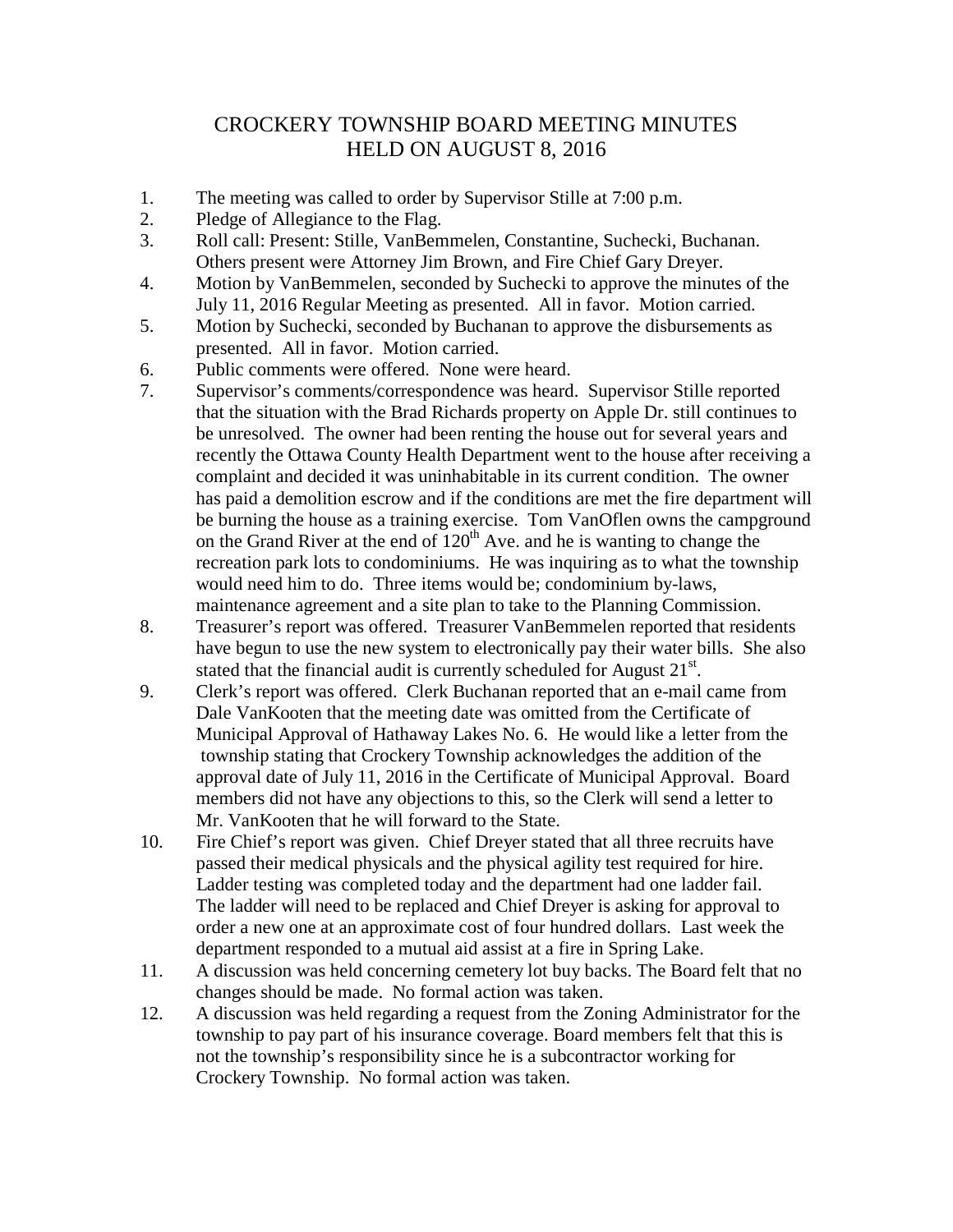# CROCKERY TOWNSHIP BOARD MEETING MINUTES
# HELD ON AUGUST 8, 2016

1. The meeting was called to order by Supervisor Stille at 7:00 p.m.
2. Pledge of Allegiance to the Flag.
3. Roll call: Present: Stille, VanBemmelen, Constantine, Suchecki, Buchanan. Others present were Attorney Jim Brown, and Fire Chief Gary Dreyer.
4. Motion by VanBemmelen, seconded by Suchecki to approve the minutes of the July 11, 2016 Regular Meeting as presented. All in favor. Motion carried.
5. Motion by Suchecki, seconded by Buchanan to approve the disbursements as presented. All in favor. Motion carried.
6. Public comments were offered. None were heard.
7. Supervisor's comments/correspondence was heard. Supervisor Stille reported that the situation with the Brad Richards property on Apple Dr. still continues to be unresolved. The owner had been renting the house out for several years and recently the Ottawa County Health Department went to the house after receiving a complaint and decided it was uninhabitable in its current condition. The owner has paid a demolition escrow and if the conditions are met the fire department will be burning the house as a training exercise. Tom VanOflen owns the campground on the Grand River at the end of 120th Ave. and he is wanting to change the recreation park lots to condominiums. He was inquiring as to what the township would need him to do. Three items would be; condominium by-laws, maintenance agreement and a site plan to take to the Planning Commission.
8. Treasurer's report was offered. Treasurer VanBemmelen reported that residents have begun to use the new system to electronically pay their water bills. She also stated that the financial audit is currently scheduled for August 21st.
9. Clerk's report was offered. Clerk Buchanan reported that an e-mail came from Dale VanKooten that the meeting date was omitted from the Certificate of Municipal Approval of Hathaway Lakes No. 6. He would like a letter from the township stating that Crockery Township acknowledges the addition of the approval date of July 11, 2016 in the Certificate of Municipal Approval. Board members did not have any objections to this, so the Clerk will send a letter to Mr. VanKooten that he will forward to the State.
10. Fire Chief's report was given. Chief Dreyer stated that all three recruits have passed their medical physicals and the physical agility test required for hire. Ladder testing was completed today and the department had one ladder fail. The ladder will need to be replaced and Chief Dreyer is asking for approval to order a new one at an approximate cost of four hundred dollars. Last week the department responded to a mutual aid assist at a fire in Spring Lake.
11. A discussion was held concerning cemetery lot buy backs. The Board felt that no changes should be made. No formal action was taken.
12. A discussion was held regarding a request from the Zoning Administrator for the township to pay part of his insurance coverage. Board members felt that this is not the township's responsibility since he is a subcontractor working for Crockery Township. No formal action was taken.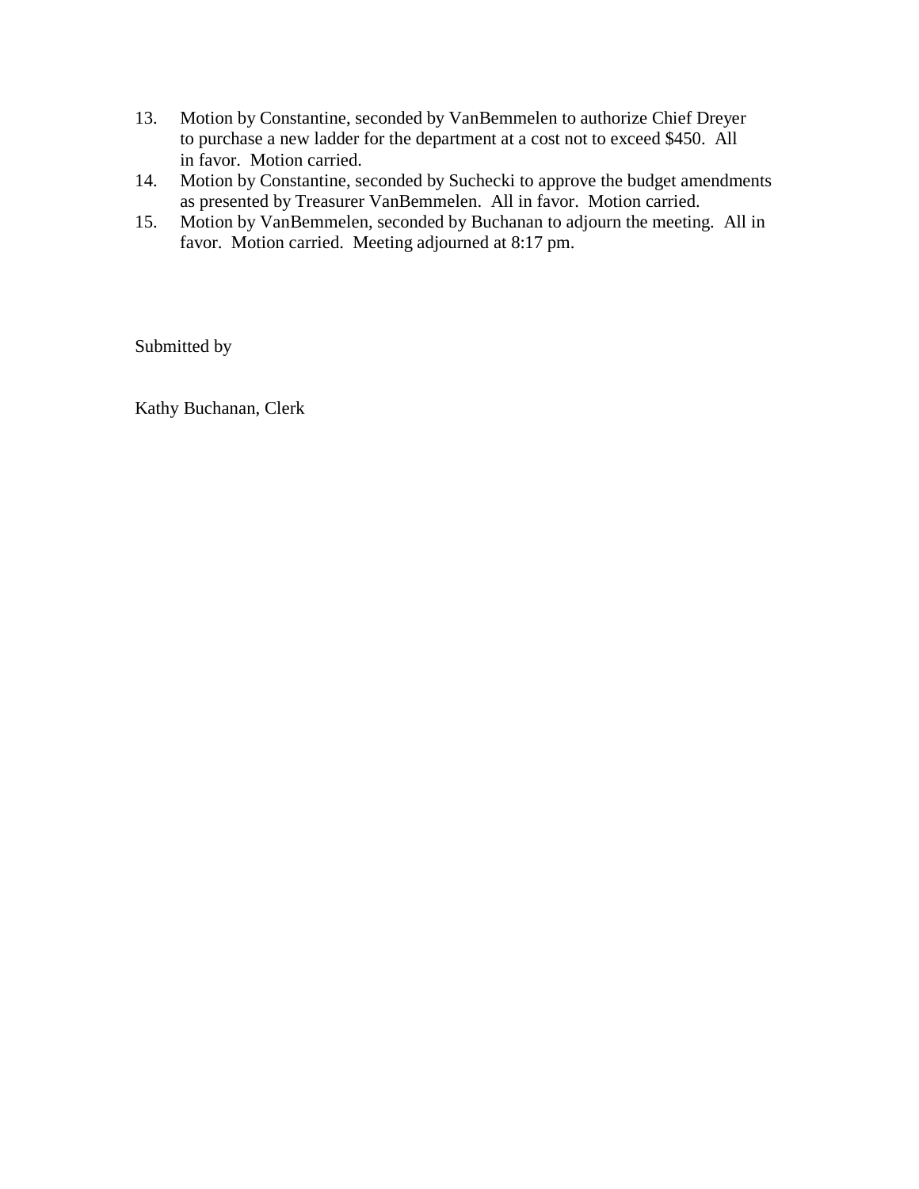13. Motion by Constantine, seconded by VanBemmelen to authorize Chief Dreyer to purchase a new ladder for the department at a cost not to exceed $450. All in favor. Motion carried.
14. Motion by Constantine, seconded by Suchecki to approve the budget amendments as presented by Treasurer VanBemmelen. All in favor. Motion carried.
15. Motion by VanBemmelen, seconded by Buchanan to adjourn the meeting. All in favor. Motion carried. Meeting adjourned at 8:17 pm.

Submitted by

Kathy Buchanan, Clerk